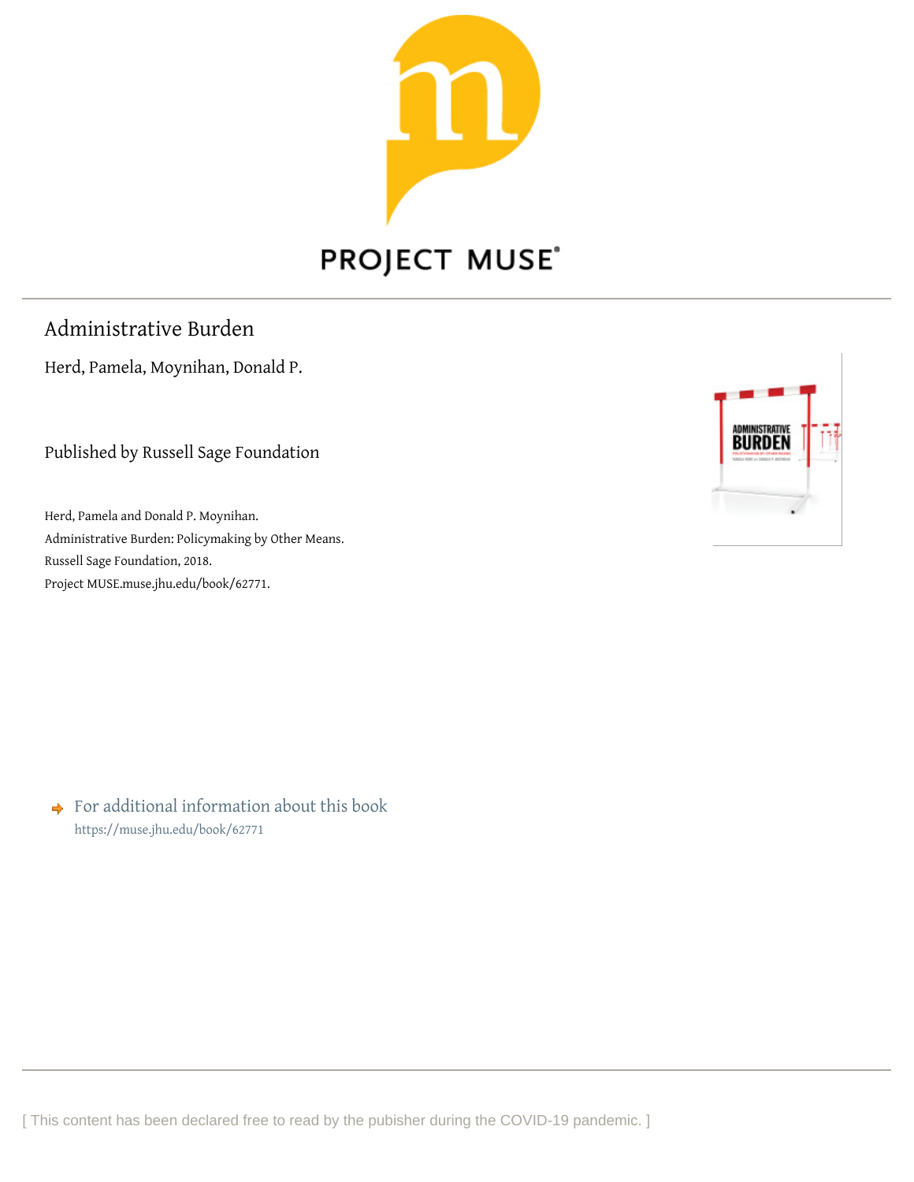PROJECT MUSE®

# Administrative Burden

Herd, Pamela, Moynihan, Donald P.

Published by Russell Sage Foundation

Herd, Pamela and Donald P. Moynihan.
Administrative Burden: Policymaking by Other Means.
Russell Sage Foundation, 2018.
Project MUSE.muse.jhu.edu/book/62771.

For additional information about this book
https://muse.jhu.edu/book/62771

[ This content has been declared free to read by the pubisher during the COVID-19 pandemic. ]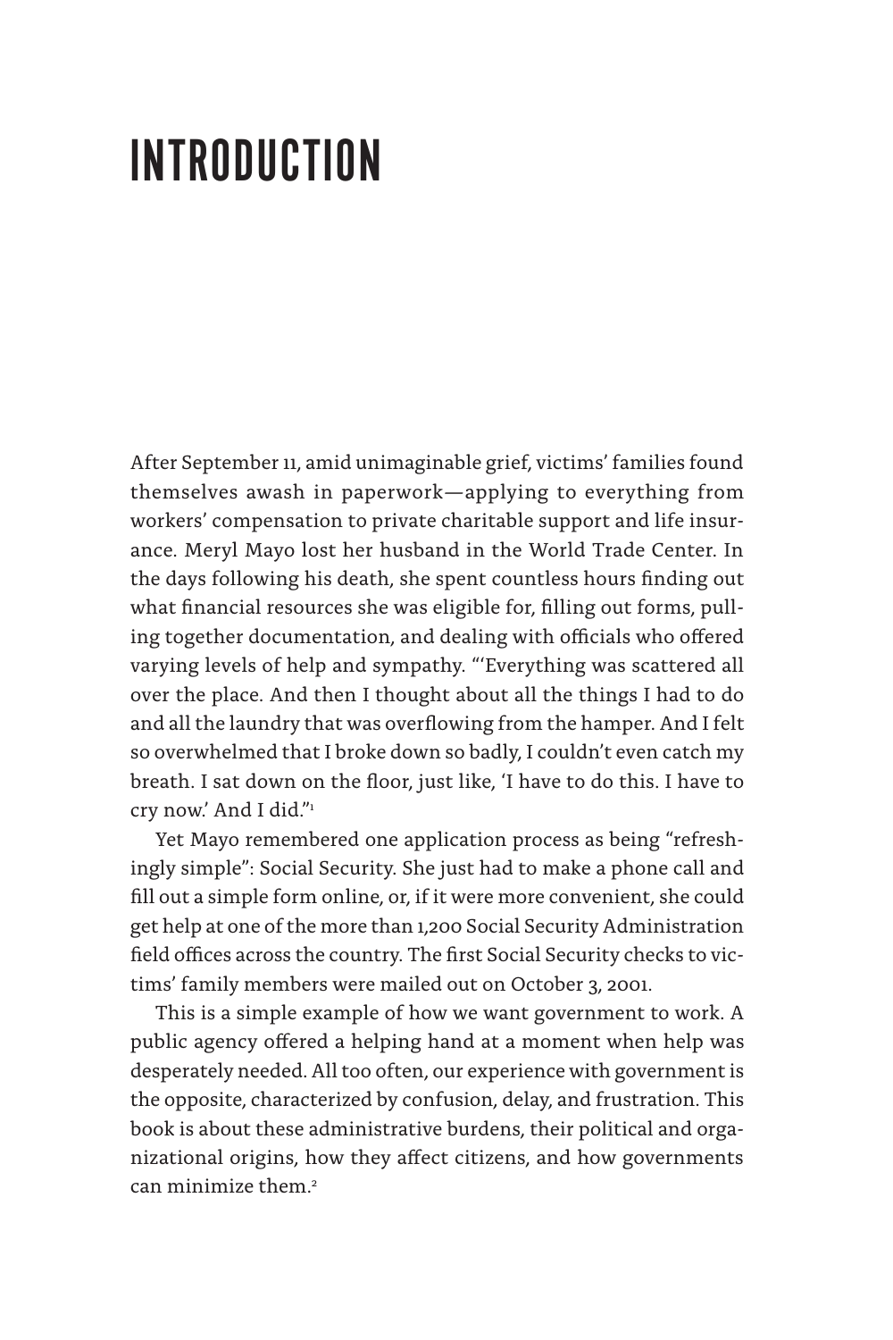# INTRODUCTION

After September 11, amid unimaginable grief, victims' families found themselves awash in paperwork—applying to everything from workers' compensation to private charitable support and life insurance. Meryl Mayo lost her husband in the World Trade Center. In the days following his death, she spent countless hours finding out what financial resources she was eligible for, filling out forms, pulling together documentation, and dealing with officials who offered varying levels of help and sympathy. "'Everything was scattered all over the place. And then I thought about all the things I had to do and all the laundry that was overflowing from the hamper. And I felt so overwhelmed that I broke down so badly, I couldn't even catch my breath. I sat down on the floor, just like, 'I have to do this. I have to cry now.' And I did."[1]

Yet Mayo remembered one application process as being "refreshingly simple": Social Security. She just had to make a phone call and fill out a simple form online, or, if it were more convenient, she could get help at one of the more than 1,200 Social Security Administration field offices across the country. The first Social Security checks to victims' family members were mailed out on October 3, 2001.

This is a simple example of how we want government to work. A public agency offered a helping hand at a moment when help was desperately needed. All too often, our experience with government is the opposite, characterized by confusion, delay, and frustration. This book is about these administrative burdens, their political and organizational origins, how they affect citizens, and how governments can minimize them.[2]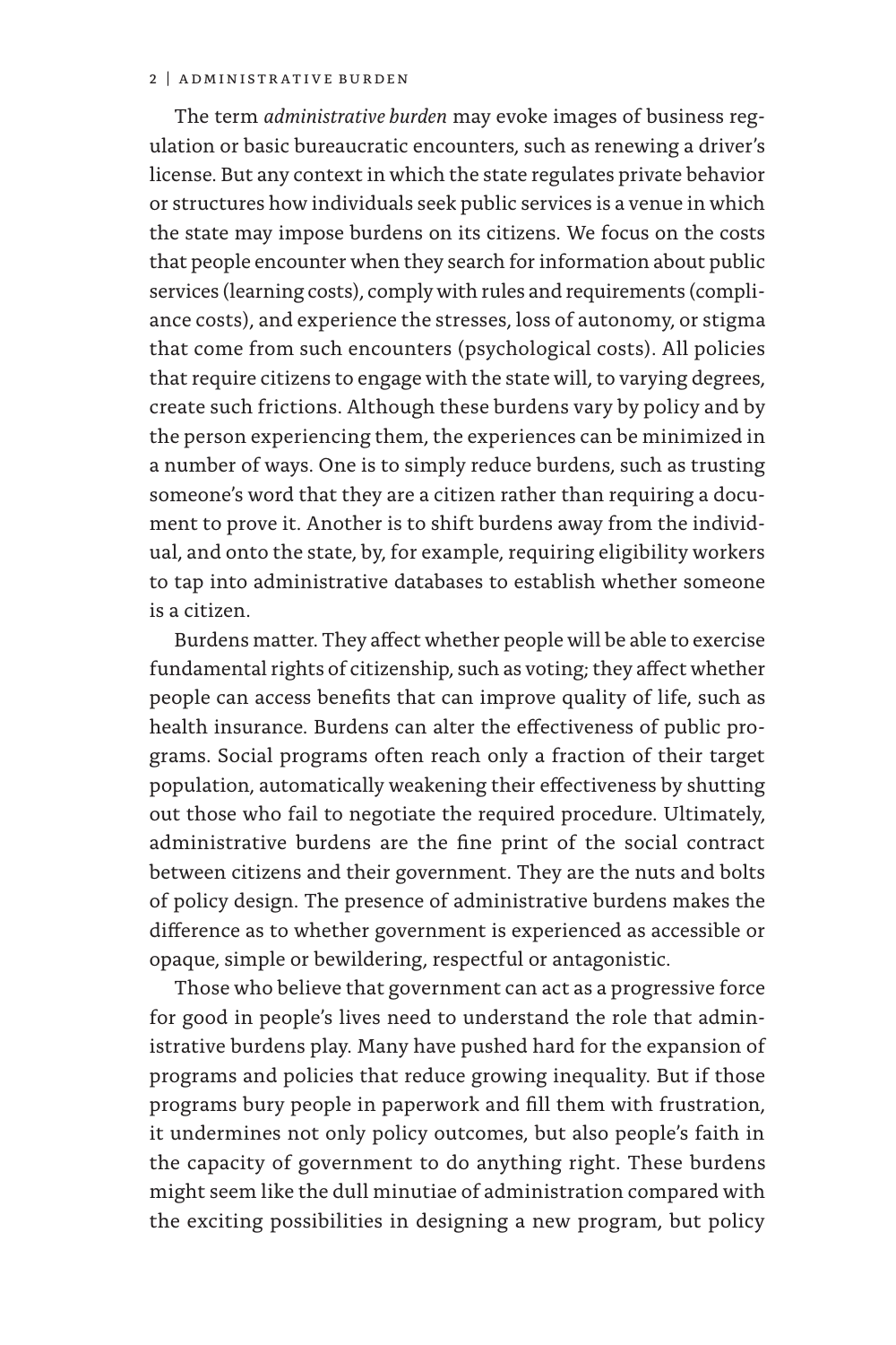The term *administrative burden* may evoke images of business regulation or basic bureaucratic encounters, such as renewing a driver's license. But any context in which the state regulates private behavior or structures how individuals seek public services is a venue in which the state may impose burdens on its citizens. We focus on the costs that people encounter when they search for information about public services (learning costs), comply with rules and requirements (compliance costs), and experience the stresses, loss of autonomy, or stigma that come from such encounters (psychological costs). All policies that require citizens to engage with the state will, to varying degrees, create such frictions. Although these burdens vary by policy and by the person experiencing them, the experiences can be minimized in a number of ways. One is to simply reduce burdens, such as trusting someone's word that they are a citizen rather than requiring a document to prove it. Another is to shift burdens away from the individual, and onto the state, by, for example, requiring eligibility workers to tap into administrative databases to establish whether someone is a citizen.

Burdens matter. They affect whether people will be able to exercise fundamental rights of citizenship, such as voting; they affect whether people can access benefits that can improve quality of life, such as health insurance. Burdens can alter the effectiveness of public programs. Social programs often reach only a fraction of their target population, automatically weakening their effectiveness by shutting out those who fail to negotiate the required procedure. Ultimately, administrative burdens are the fine print of the social contract between citizens and their government. They are the nuts and bolts of policy design. The presence of administrative burdens makes the difference as to whether government is experienced as accessible or opaque, simple or bewildering, respectful or antagonistic.

Those who believe that government can act as a progressive force for good in people's lives need to understand the role that administrative burdens play. Many have pushed hard for the expansion of programs and policies that reduce growing inequality. But if those programs bury people in paperwork and fill them with frustration, it undermines not only policy outcomes, but also people's faith in the capacity of government to do anything right. These burdens might seem like the dull minutiae of administration compared with the exciting possibilities in designing a new program, but policy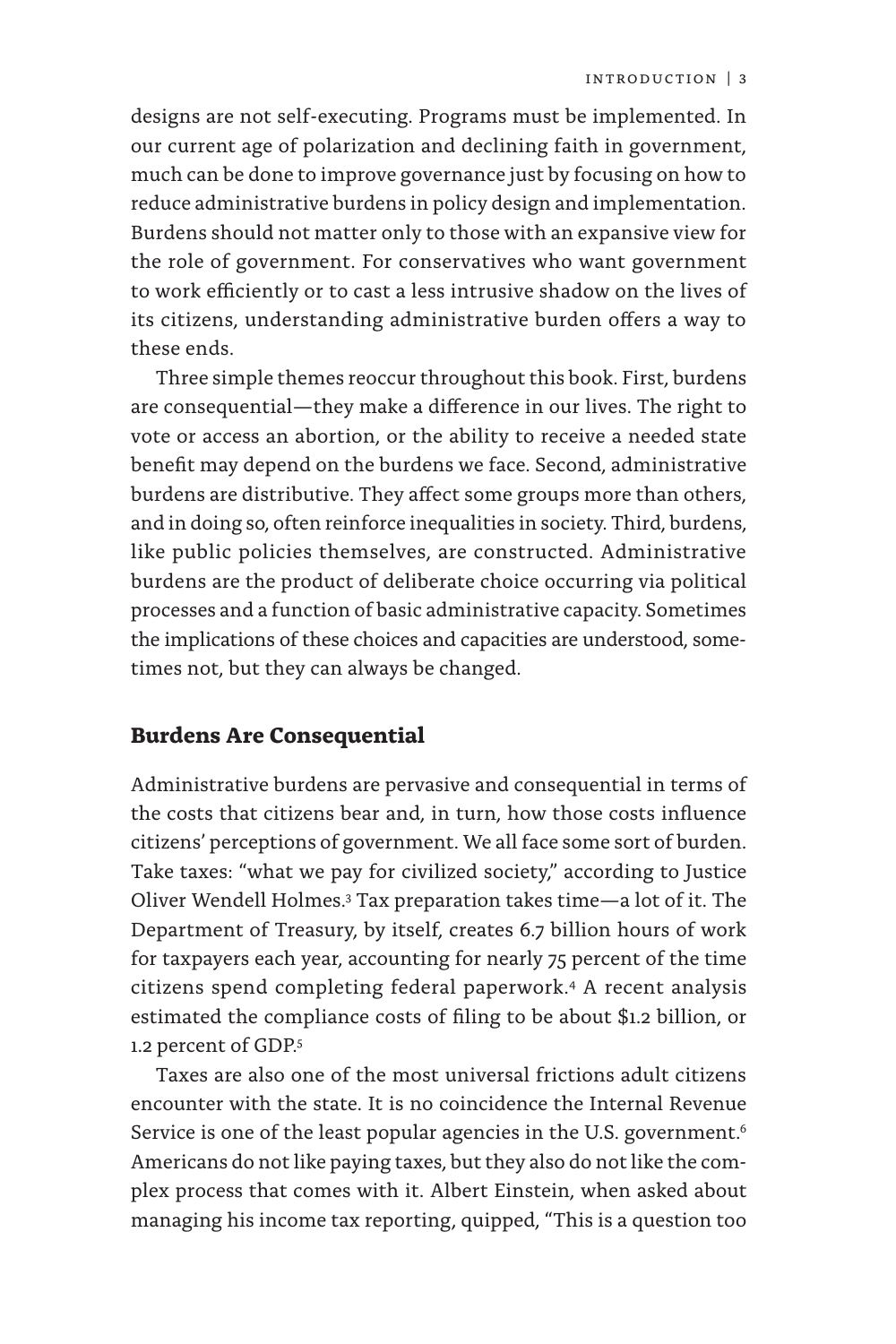designs are not self-executing. Programs must be implemented. In our current age of polarization and declining faith in government, much can be done to improve governance just by focusing on how to reduce administrative burdens in policy design and implementation. Burdens should not matter only to those with an expansive view for the role of government. For conservatives who want government to work efficiently or to cast a less intrusive shadow on the lives of its citizens, understanding administrative burden offers a way to these ends.

Three simple themes reoccur throughout this book. First, burdens are consequential—they make a difference in our lives. The right to vote or access an abortion, or the ability to receive a needed state benefit may depend on the burdens we face. Second, administrative burdens are distributive. They affect some groups more than others, and in doing so, often reinforce inequalities in society. Third, burdens, like public policies themselves, are constructed. Administrative burdens are the product of deliberate choice occurring via political processes and a function of basic administrative capacity. Sometimes the implications of these choices and capacities are understood, sometimes not, but they can always be changed.

## Burdens Are Consequential

Administrative burdens are pervasive and consequential in terms of the costs that citizens bear and, in turn, how those costs influence citizens' perceptions of government. We all face some sort of burden. Take taxes: "what we pay for civilized society," according to Justice Oliver Wendell Holmes.[3] Tax preparation takes time—a lot of it. The Department of Treasury, by itself, creates 6.7 billion hours of work for taxpayers each year, accounting for nearly 75 percent of the time citizens spend completing federal paperwork.[4] A recent analysis estimated the compliance costs of filing to be about $1.2 billion, or 1.2 percent of GDP.[5]

Taxes are also one of the most universal frictions adult citizens encounter with the state. It is no coincidence the Internal Revenue Service is one of the least popular agencies in the U.S. government.[6] Americans do not like paying taxes, but they also do not like the complex process that comes with it. Albert Einstein, when asked about managing his income tax reporting, quipped, "This is a question too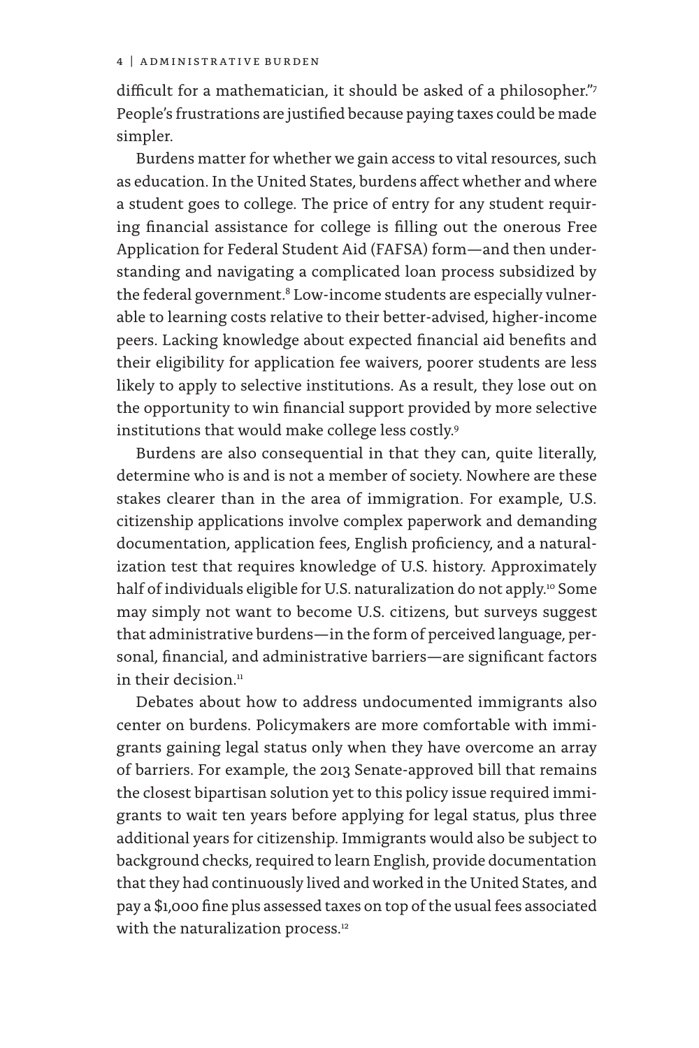difficult for a mathematician, it should be asked of a philosopher."[7] People's frustrations are justified because paying taxes could be made simpler.

Burdens matter for whether we gain access to vital resources, such as education. In the United States, burdens affect whether and where a student goes to college. The price of entry for any student requiring financial assistance for college is filling out the onerous Free Application for Federal Student Aid (FAFSA) form—and then understanding and navigating a complicated loan process subsidized by the federal government.[8] Low-income students are especially vulnerable to learning costs relative to their better-advised, higher-income peers. Lacking knowledge about expected financial aid benefits and their eligibility for application fee waivers, poorer students are less likely to apply to selective institutions. As a result, they lose out on the opportunity to win financial support provided by more selective institutions that would make college less costly.[9]

Burdens are also consequential in that they can, quite literally, determine who is and is not a member of society. Nowhere are these stakes clearer than in the area of immigration. For example, U.S. citizenship applications involve complex paperwork and demanding documentation, application fees, English proficiency, and a naturalization test that requires knowledge of U.S. history. Approximately half of individuals eligible for U.S. naturalization do not apply.[10] Some may simply not want to become U.S. citizens, but surveys suggest that administrative burdens—in the form of perceived language, personal, financial, and administrative barriers—are significant factors in their decision.[11]

Debates about how to address undocumented immigrants also center on burdens. Policymakers are more comfortable with immigrants gaining legal status only when they have overcome an array of barriers. For example, the 2013 Senate-approved bill that remains the closest bipartisan solution yet to this policy issue required immigrants to wait ten years before applying for legal status, plus three additional years for citizenship. Immigrants would also be subject to background checks, required to learn English, provide documentation that they had continuously lived and worked in the United States, and pay a $1,000 fine plus assessed taxes on top of the usual fees associated with the naturalization process.[12]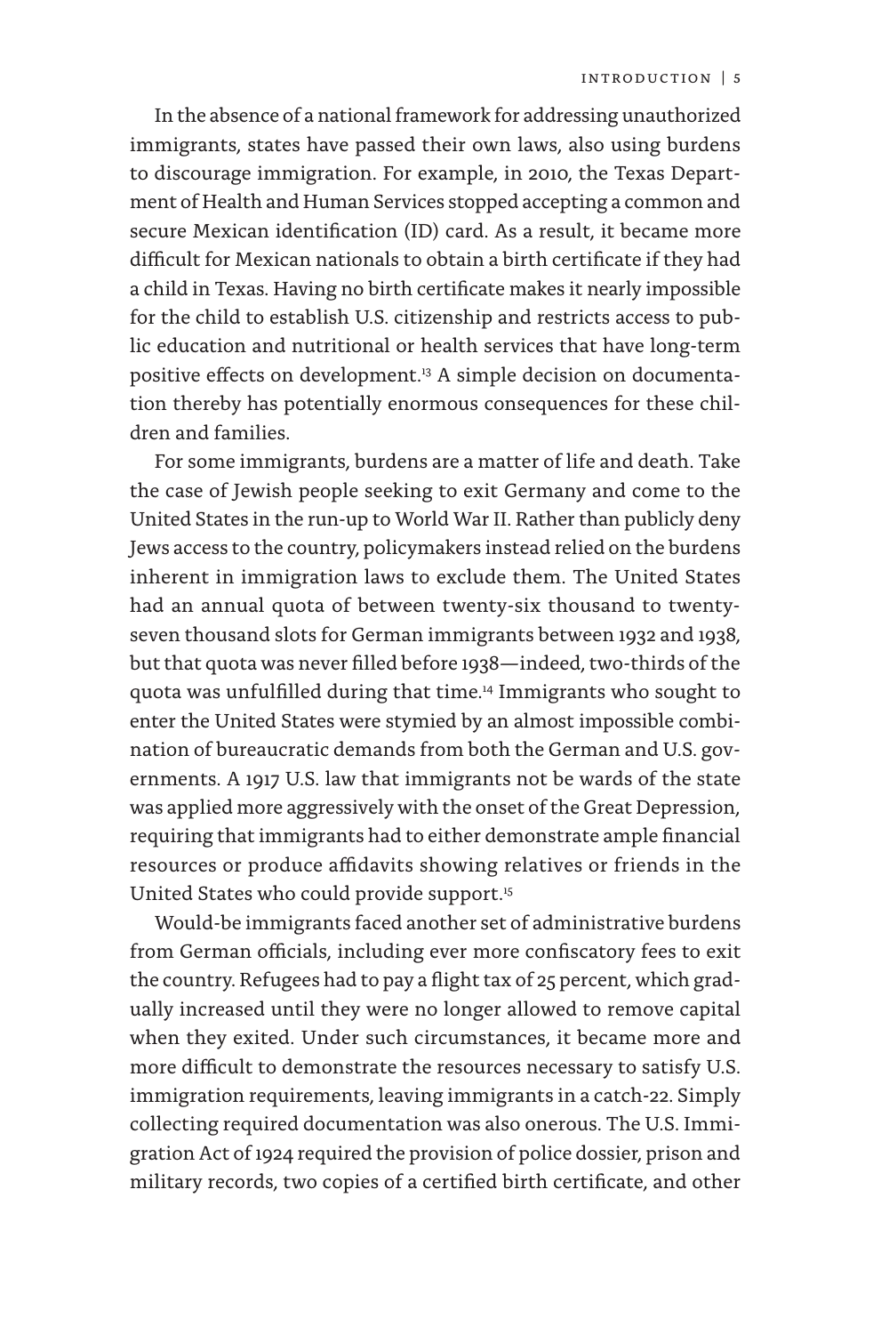In the absence of a national framework for addressing unauthorized immigrants, states have passed their own laws, also using burdens to discourage immigration. For example, in 2010, the Texas Department of Health and Human Services stopped accepting a common and secure Mexican identification (ID) card. As a result, it became more difficult for Mexican nationals to obtain a birth certificate if they had a child in Texas. Having no birth certificate makes it nearly impossible for the child to establish U.S. citizenship and restricts access to public education and nutritional or health services that have long-term positive effects on development.[13] A simple decision on documentation thereby has potentially enormous consequences for these children and families.

For some immigrants, burdens are a matter of life and death. Take the case of Jewish people seeking to exit Germany and come to the United States in the run-up to World War II. Rather than publicly deny Jews access to the country, policymakers instead relied on the burdens inherent in immigration laws to exclude them. The United States had an annual quota of between twenty-six thousand to twenty-seven thousand slots for German immigrants between 1932 and 1938, but that quota was never filled before 1938—indeed, two-thirds of the quota was unfulfilled during that time.[14] Immigrants who sought to enter the United States were stymied by an almost impossible combination of bureaucratic demands from both the German and U.S. governments. A 1917 U.S. law that immigrants not be wards of the state was applied more aggressively with the onset of the Great Depression, requiring that immigrants had to either demonstrate ample financial resources or produce affidavits showing relatives or friends in the United States who could provide support.[15]

Would-be immigrants faced another set of administrative burdens from German officials, including ever more confiscatory fees to exit the country. Refugees had to pay a flight tax of 25 percent, which gradually increased until they were no longer allowed to remove capital when they exited. Under such circumstances, it became more and more difficult to demonstrate the resources necessary to satisfy U.S. immigration requirements, leaving immigrants in a catch-22. Simply collecting required documentation was also onerous. The U.S. Immigration Act of 1924 required the provision of police dossier, prison and military records, two copies of a certified birth certificate, and other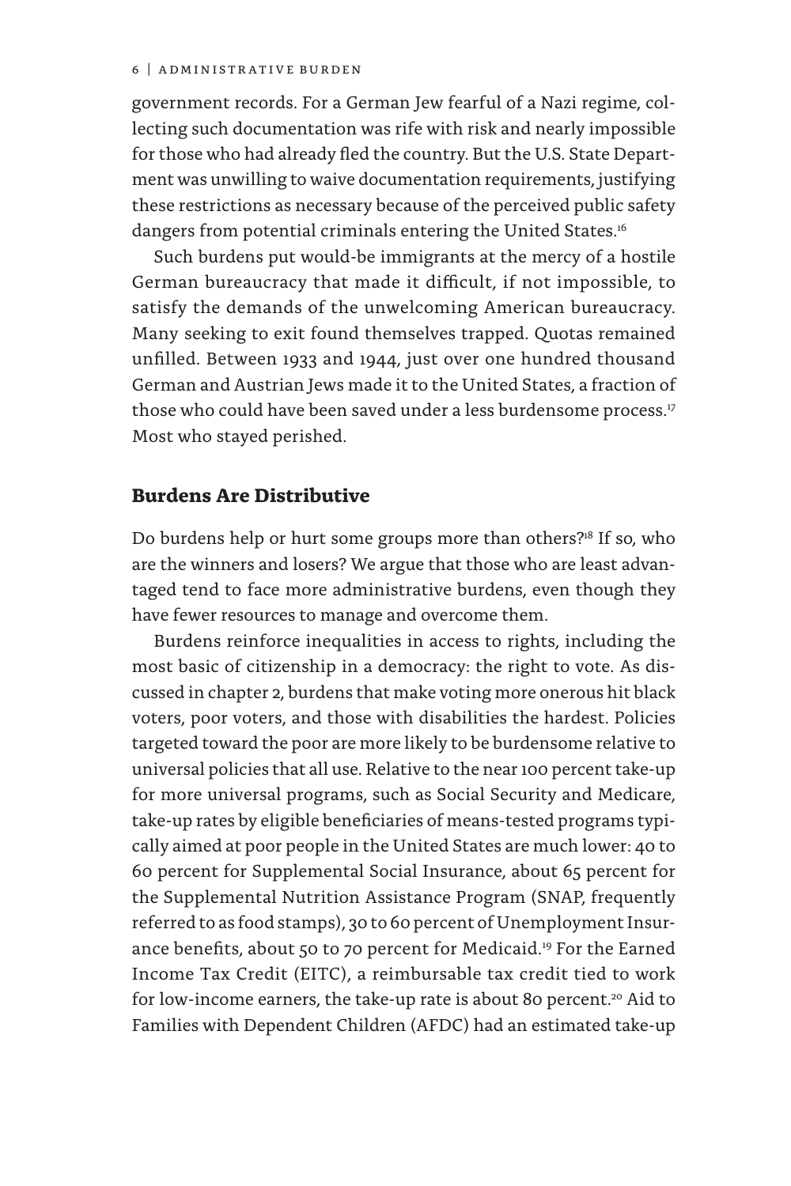government records. For a German Jew fearful of a Nazi regime, collecting such documentation was rife with risk and nearly impossible for those who had already fled the country. But the U.S. State Department was unwilling to waive documentation requirements, justifying these restrictions as necessary because of the perceived public safety dangers from potential criminals entering the United States.[16]

Such burdens put would-be immigrants at the mercy of a hostile German bureaucracy that made it difficult, if not impossible, to satisfy the demands of the unwelcoming American bureaucracy. Many seeking to exit found themselves trapped. Quotas remained unfilled. Between 1933 and 1944, just over one hundred thousand German and Austrian Jews made it to the United States, a fraction of those who could have been saved under a less burdensome process.[17] Most who stayed perished.

## Burdens Are Distributive

Do burdens help or hurt some groups more than others?[18] If so, who are the winners and losers? We argue that those who are least advantaged tend to face more administrative burdens, even though they have fewer resources to manage and overcome them.

Burdens reinforce inequalities in access to rights, including the most basic of citizenship in a democracy: the right to vote. As discussed in chapter 2, burdens that make voting more onerous hit black voters, poor voters, and those with disabilities the hardest. Policies targeted toward the poor are more likely to be burdensome relative to universal policies that all use. Relative to the near 100 percent take-up for more universal programs, such as Social Security and Medicare, take-up rates by eligible beneficiaries of means-tested programs typically aimed at poor people in the United States are much lower: 40 to 60 percent for Supplemental Social Insurance, about 65 percent for the Supplemental Nutrition Assistance Program (SNAP, frequently referred to as food stamps), 30 to 60 percent of Unemployment Insurance benefits, about 50 to 70 percent for Medicaid.[19] For the Earned Income Tax Credit (EITC), a reimbursable tax credit tied to work for low-income earners, the take-up rate is about 80 percent.[20] Aid to Families with Dependent Children (AFDC) had an estimated take-up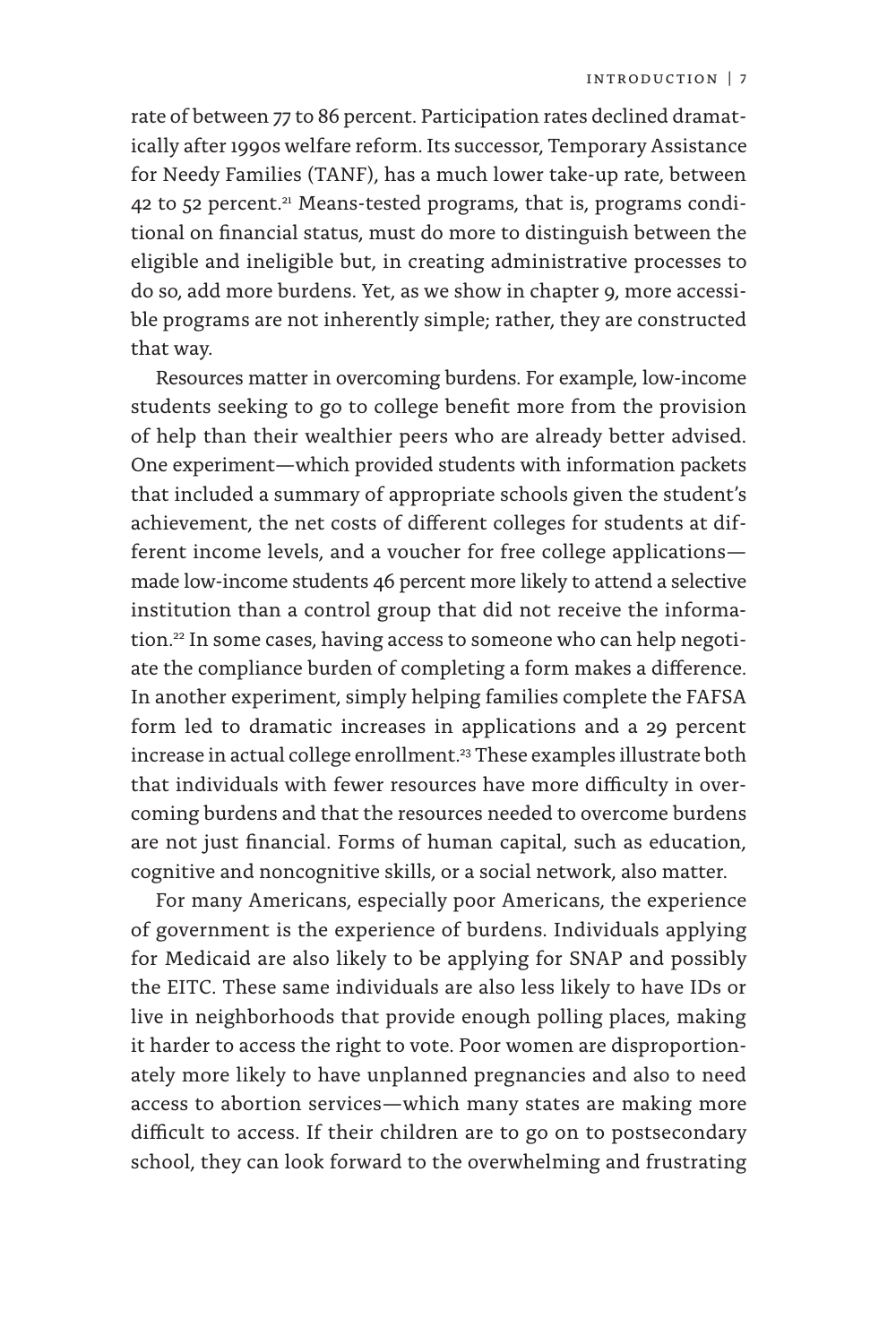rate of between 77 to 86 percent. Participation rates declined dramatically after 1990s welfare reform. Its successor, Temporary Assistance for Needy Families (TANF), has a much lower take-up rate, between 42 to 52 percent.[21] Means-tested programs, that is, programs conditional on financial status, must do more to distinguish between the eligible and ineligible but, in creating administrative processes to do so, add more burdens. Yet, as we show in chapter 9, more accessible programs are not inherently simple; rather, they are constructed that way.

Resources matter in overcoming burdens. For example, low-income students seeking to go to college benefit more from the provision of help than their wealthier peers who are already better advised. One experiment—which provided students with information packets that included a summary of appropriate schools given the student's achievement, the net costs of different colleges for students at different income levels, and a voucher for free college applications—made low-income students 46 percent more likely to attend a selective institution than a control group that did not receive the information.[22] In some cases, having access to someone who can help negotiate the compliance burden of completing a form makes a difference. In another experiment, simply helping families complete the FAFSA form led to dramatic increases in applications and a 29 percent increase in actual college enrollment.[23] These examples illustrate both that individuals with fewer resources have more difficulty in overcoming burdens and that the resources needed to overcome burdens are not just financial. Forms of human capital, such as education, cognitive and noncognitive skills, or a social network, also matter.

For many Americans, especially poor Americans, the experience of government is the experience of burdens. Individuals applying for Medicaid are also likely to be applying for SNAP and possibly the EITC. These same individuals are also less likely to have IDs or live in neighborhoods that provide enough polling places, making it harder to access the right to vote. Poor women are disproportionately more likely to have unplanned pregnancies and also to need access to abortion services—which many states are making more difficult to access. If their children are to go on to postsecondary school, they can look forward to the overwhelming and frustrating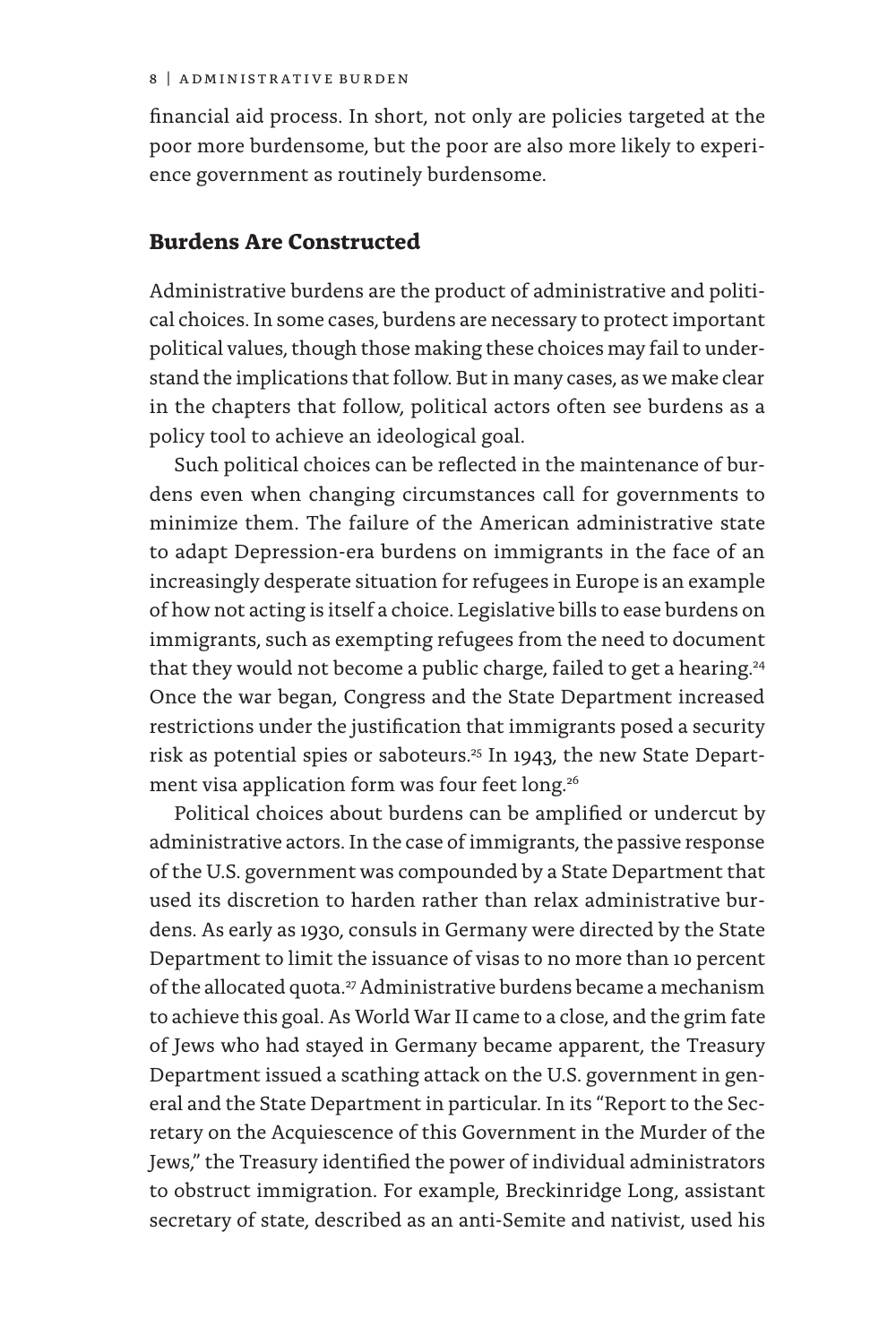financial aid process. In short, not only are policies targeted at the poor more burdensome, but the poor are also more likely to experience government as routinely burdensome.

## Burdens Are Constructed

Administrative burdens are the product of administrative and political choices. In some cases, burdens are necessary to protect important political values, though those making these choices may fail to understand the implications that follow. But in many cases, as we make clear in the chapters that follow, political actors often see burdens as a policy tool to achieve an ideological goal.

Such political choices can be reflected in the maintenance of burdens even when changing circumstances call for governments to minimize them. The failure of the American administrative state to adapt Depression-era burdens on immigrants in the face of an increasingly desperate situation for refugees in Europe is an example of how not acting is itself a choice. Legislative bills to ease burdens on immigrants, such as exempting refugees from the need to document that they would not become a public charge, failed to get a hearing.[24] Once the war began, Congress and the State Department increased restrictions under the justification that immigrants posed a security risk as potential spies or saboteurs.[25] In 1943, the new State Department visa application form was four feet long.[26]

Political choices about burdens can be amplified or undercut by administrative actors. In the case of immigrants, the passive response of the U.S. government was compounded by a State Department that used its discretion to harden rather than relax administrative burdens. As early as 1930, consuls in Germany were directed by the State Department to limit the issuance of visas to no more than 10 percent of the allocated quota.[27] Administrative burdens became a mechanism to achieve this goal. As World War II came to a close, and the grim fate of Jews who had stayed in Germany became apparent, the Treasury Department issued a scathing attack on the U.S. government in general and the State Department in particular. In its "Report to the Secretary on the Acquiescence of this Government in the Murder of the Jews," the Treasury identified the power of individual administrators to obstruct immigration. For example, Breckinridge Long, assistant secretary of state, described as an anti-Semite and nativist, used his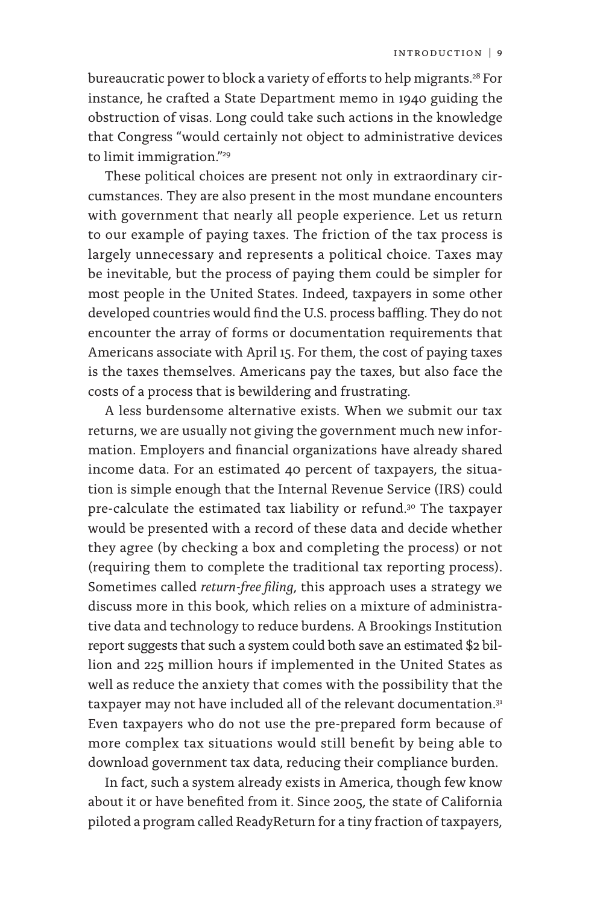bureaucratic power to block a variety of efforts to help migrants.[28] For instance, he crafted a State Department memo in 1940 guiding the obstruction of visas. Long could take such actions in the knowledge that Congress "would certainly not object to administrative devices to limit immigration."[29]

These political choices are present not only in extraordinary circumstances. They are also present in the most mundane encounters with government that nearly all people experience. Let us return to our example of paying taxes. The friction of the tax process is largely unnecessary and represents a political choice. Taxes may be inevitable, but the process of paying them could be simpler for most people in the United States. Indeed, taxpayers in some other developed countries would find the U.S. process baffling. They do not encounter the array of forms or documentation requirements that Americans associate with April 15. For them, the cost of paying taxes is the taxes themselves. Americans pay the taxes, but also face the costs of a process that is bewildering and frustrating.

A less burdensome alternative exists. When we submit our tax returns, we are usually not giving the government much new information. Employers and financial organizations have already shared income data. For an estimated 40 percent of taxpayers, the situation is simple enough that the Internal Revenue Service (IRS) could pre-calculate the estimated tax liability or refund.[30] The taxpayer would be presented with a record of these data and decide whether they agree (by checking a box and completing the process) or not (requiring them to complete the traditional tax reporting process). Sometimes called *return-free filing*, this approach uses a strategy we discuss more in this book, which relies on a mixture of administrative data and technology to reduce burdens. A Brookings Institution report suggests that such a system could both save an estimated $2 billion and 225 million hours if implemented in the United States as well as reduce the anxiety that comes with the possibility that the taxpayer may not have included all of the relevant documentation.[31] Even taxpayers who do not use the pre-prepared form because of more complex tax situations would still benefit by being able to download government tax data, reducing their compliance burden.

In fact, such a system already exists in America, though few know about it or have benefited from it. Since 2005, the state of California piloted a program called ReadyReturn for a tiny fraction of taxpayers,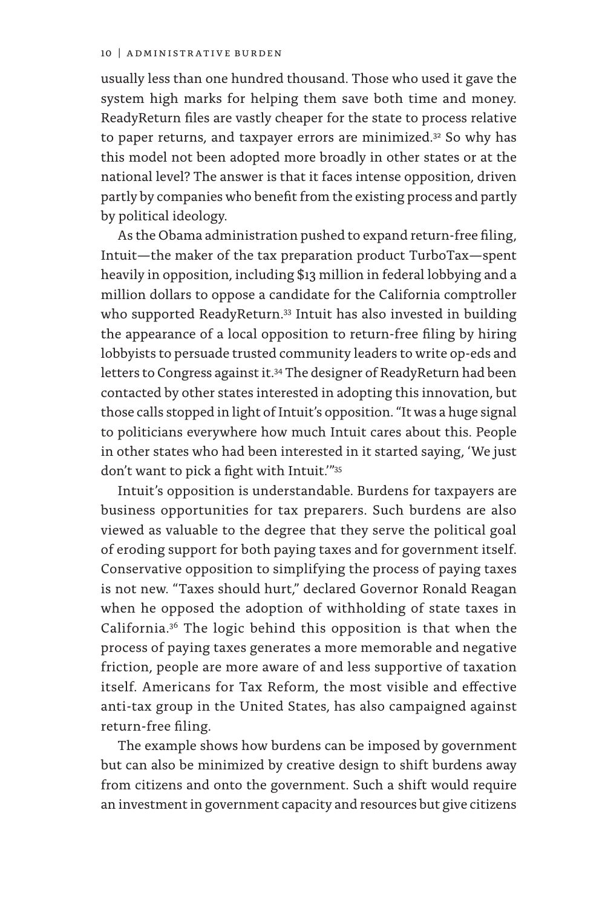usually less than one hundred thousand. Those who used it gave the system high marks for helping them save both time and money. ReadyReturn files are vastly cheaper for the state to process relative to paper returns, and taxpayer errors are minimized.[32] So why has this model not been adopted more broadly in other states or at the national level? The answer is that it faces intense opposition, driven partly by companies who benefit from the existing process and partly by political ideology.

As the Obama administration pushed to expand return-free filing, Intuit—the maker of the tax preparation product TurboTax—spent heavily in opposition, including $13 million in federal lobbying and a million dollars to oppose a candidate for the California comptroller who supported ReadyReturn.[33] Intuit has also invested in building the appearance of a local opposition to return-free filing by hiring lobbyists to persuade trusted community leaders to write op-eds and letters to Congress against it.[34] The designer of ReadyReturn had been contacted by other states interested in adopting this innovation, but those calls stopped in light of Intuit's opposition. "It was a huge signal to politicians everywhere how much Intuit cares about this. People in other states who had been interested in it started saying, 'We just don't want to pick a fight with Intuit.'"[35]

Intuit's opposition is understandable. Burdens for taxpayers are business opportunities for tax preparers. Such burdens are also viewed as valuable to the degree that they serve the political goal of eroding support for both paying taxes and for government itself. Conservative opposition to simplifying the process of paying taxes is not new. "Taxes should hurt," declared Governor Ronald Reagan when he opposed the adoption of withholding of state taxes in California.[36] The logic behind this opposition is that when the process of paying taxes generates a more memorable and negative friction, people are more aware of and less supportive of taxation itself. Americans for Tax Reform, the most visible and effective anti-tax group in the United States, has also campaigned against return-free filing.

The example shows how burdens can be imposed by government but can also be minimized by creative design to shift burdens away from citizens and onto the government. Such a shift would require an investment in government capacity and resources but give citizens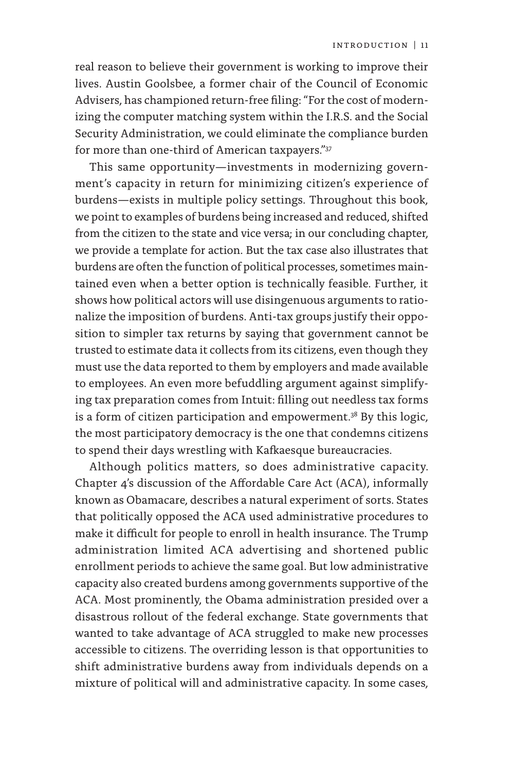real reason to believe their government is working to improve their lives. Austin Goolsbee, a former chair of the Council of Economic Advisers, has championed return-free filing: "For the cost of modernizing the computer matching system within the I.R.S. and the Social Security Administration, we could eliminate the compliance burden for more than one-third of American taxpayers."[37]

This same opportunity—investments in modernizing government's capacity in return for minimizing citizen's experience of burdens—exists in multiple policy settings. Throughout this book, we point to examples of burdens being increased and reduced, shifted from the citizen to the state and vice versa; in our concluding chapter, we provide a template for action. But the tax case also illustrates that burdens are often the function of political processes, sometimes maintained even when a better option is technically feasible. Further, it shows how political actors will use disingenuous arguments to rationalize the imposition of burdens. Anti-tax groups justify their opposition to simpler tax returns by saying that government cannot be trusted to estimate data it collects from its citizens, even though they must use the data reported to them by employers and made available to employees. An even more befuddling argument against simplifying tax preparation comes from Intuit: filling out needless tax forms is a form of citizen participation and empowerment.[38] By this logic, the most participatory democracy is the one that condemns citizens to spend their days wrestling with Kafkaesque bureaucracies.

Although politics matters, so does administrative capacity. Chapter 4's discussion of the Affordable Care Act (ACA), informally known as Obamacare, describes a natural experiment of sorts. States that politically opposed the ACA used administrative procedures to make it difficult for people to enroll in health insurance. The Trump administration limited ACA advertising and shortened public enrollment periods to achieve the same goal. But low administrative capacity also created burdens among governments supportive of the ACA. Most prominently, the Obama administration presided over a disastrous rollout of the federal exchange. State governments that wanted to take advantage of ACA struggled to make new processes accessible to citizens. The overriding lesson is that opportunities to shift administrative burdens away from individuals depends on a mixture of political will and administrative capacity. In some cases,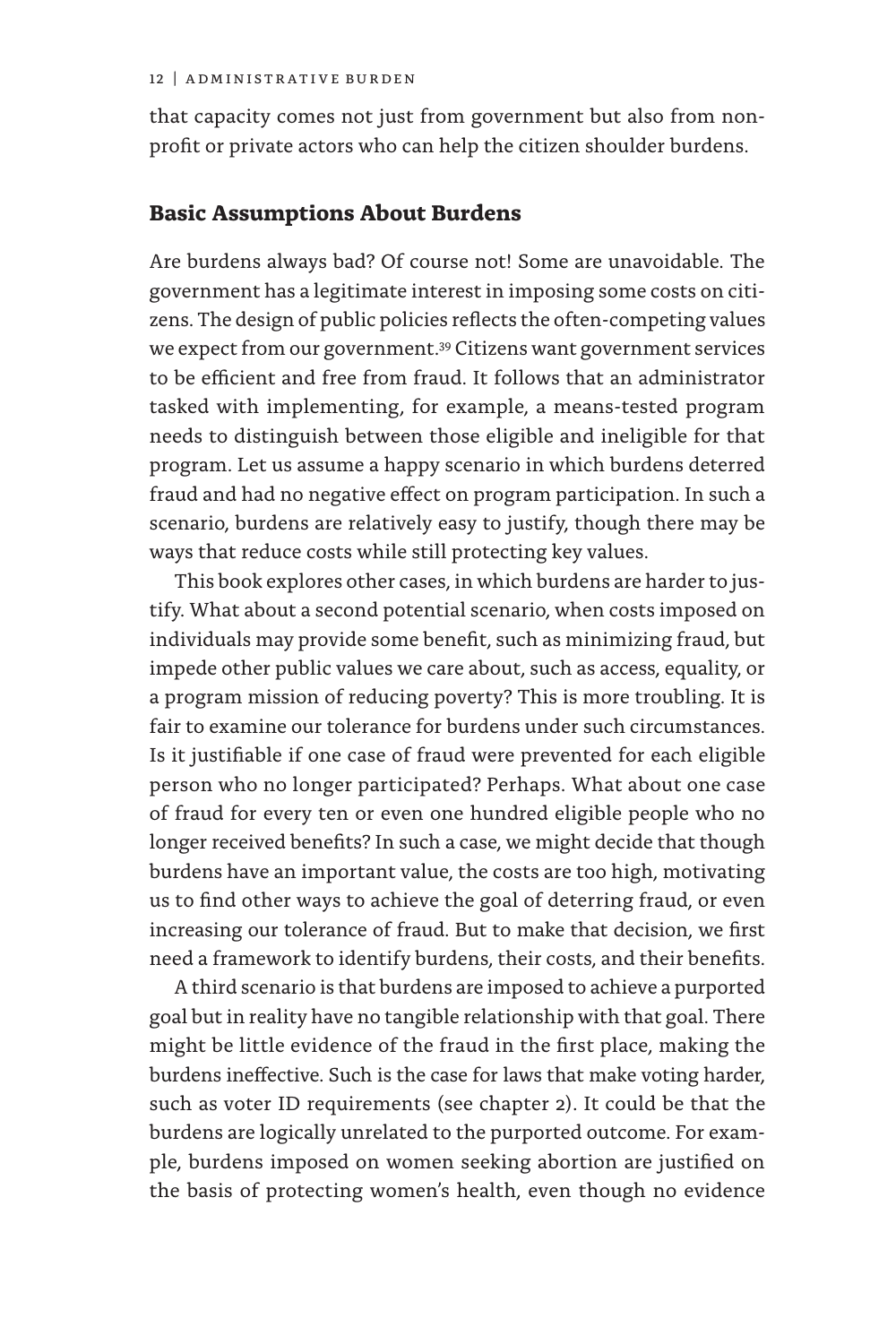that capacity comes not just from government but also from nonprofit or private actors who can help the citizen shoulder burdens.

## Basic Assumptions About Burdens

Are burdens always bad? Of course not! Some are unavoidable. The government has a legitimate interest in imposing some costs on citizens. The design of public policies reflects the often-competing values we expect from our government.[39] Citizens want government services to be efficient and free from fraud. It follows that an administrator tasked with implementing, for example, a means-tested program needs to distinguish between those eligible and ineligible for that program. Let us assume a happy scenario in which burdens deterred fraud and had no negative effect on program participation. In such a scenario, burdens are relatively easy to justify, though there may be ways that reduce costs while still protecting key values.

This book explores other cases, in which burdens are harder to justify. What about a second potential scenario, when costs imposed on individuals may provide some benefit, such as minimizing fraud, but impede other public values we care about, such as access, equality, or a program mission of reducing poverty? This is more troubling. It is fair to examine our tolerance for burdens under such circumstances. Is it justifiable if one case of fraud were prevented for each eligible person who no longer participated? Perhaps. What about one case of fraud for every ten or even one hundred eligible people who no longer received benefits? In such a case, we might decide that though burdens have an important value, the costs are too high, motivating us to find other ways to achieve the goal of deterring fraud, or even increasing our tolerance of fraud. But to make that decision, we first need a framework to identify burdens, their costs, and their benefits.

A third scenario is that burdens are imposed to achieve a purported goal but in reality have no tangible relationship with that goal. There might be little evidence of the fraud in the first place, making the burdens ineffective. Such is the case for laws that make voting harder, such as voter ID requirements (see chapter 2). It could be that the burdens are logically unrelated to the purported outcome. For example, burdens imposed on women seeking abortion are justified on the basis of protecting women's health, even though no evidence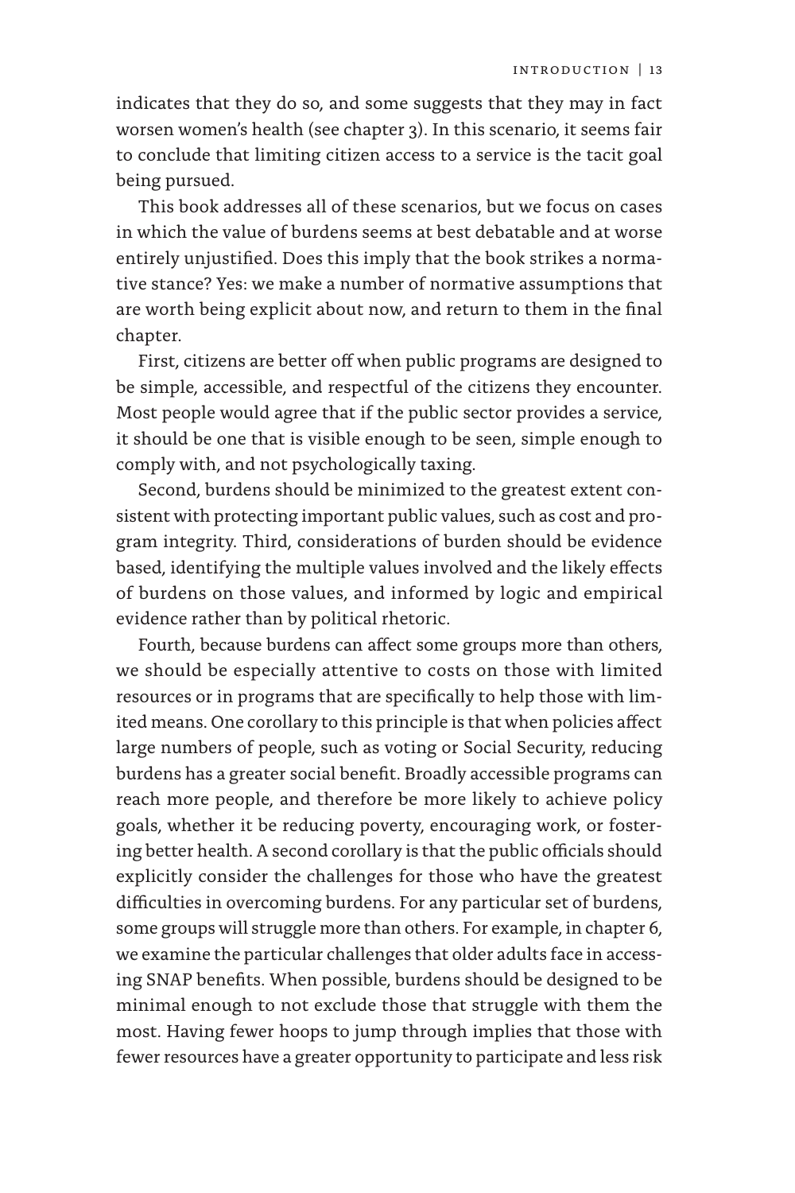indicates that they do so, and some suggests that they may in fact worsen women's health (see chapter 3). In this scenario, it seems fair to conclude that limiting citizen access to a service is the tacit goal being pursued.

This book addresses all of these scenarios, but we focus on cases in which the value of burdens seems at best debatable and at worse entirely unjustified. Does this imply that the book strikes a normative stance? Yes: we make a number of normative assumptions that are worth being explicit about now, and return to them in the final chapter.

First, citizens are better off when public programs are designed to be simple, accessible, and respectful of the citizens they encounter. Most people would agree that if the public sector provides a service, it should be one that is visible enough to be seen, simple enough to comply with, and not psychologically taxing.

Second, burdens should be minimized to the greatest extent consistent with protecting important public values, such as cost and program integrity. Third, considerations of burden should be evidence based, identifying the multiple values involved and the likely effects of burdens on those values, and informed by logic and empirical evidence rather than by political rhetoric.

Fourth, because burdens can affect some groups more than others, we should be especially attentive to costs on those with limited resources or in programs that are specifically to help those with limited means. One corollary to this principle is that when policies affect large numbers of people, such as voting or Social Security, reducing burdens has a greater social benefit. Broadly accessible programs can reach more people, and therefore be more likely to achieve policy goals, whether it be reducing poverty, encouraging work, or fostering better health. A second corollary is that the public officials should explicitly consider the challenges for those who have the greatest difficulties in overcoming burdens. For any particular set of burdens, some groups will struggle more than others. For example, in chapter 6, we examine the particular challenges that older adults face in accessing SNAP benefits. When possible, burdens should be designed to be minimal enough to not exclude those that struggle with them the most. Having fewer hoops to jump through implies that those with fewer resources have a greater opportunity to participate and less risk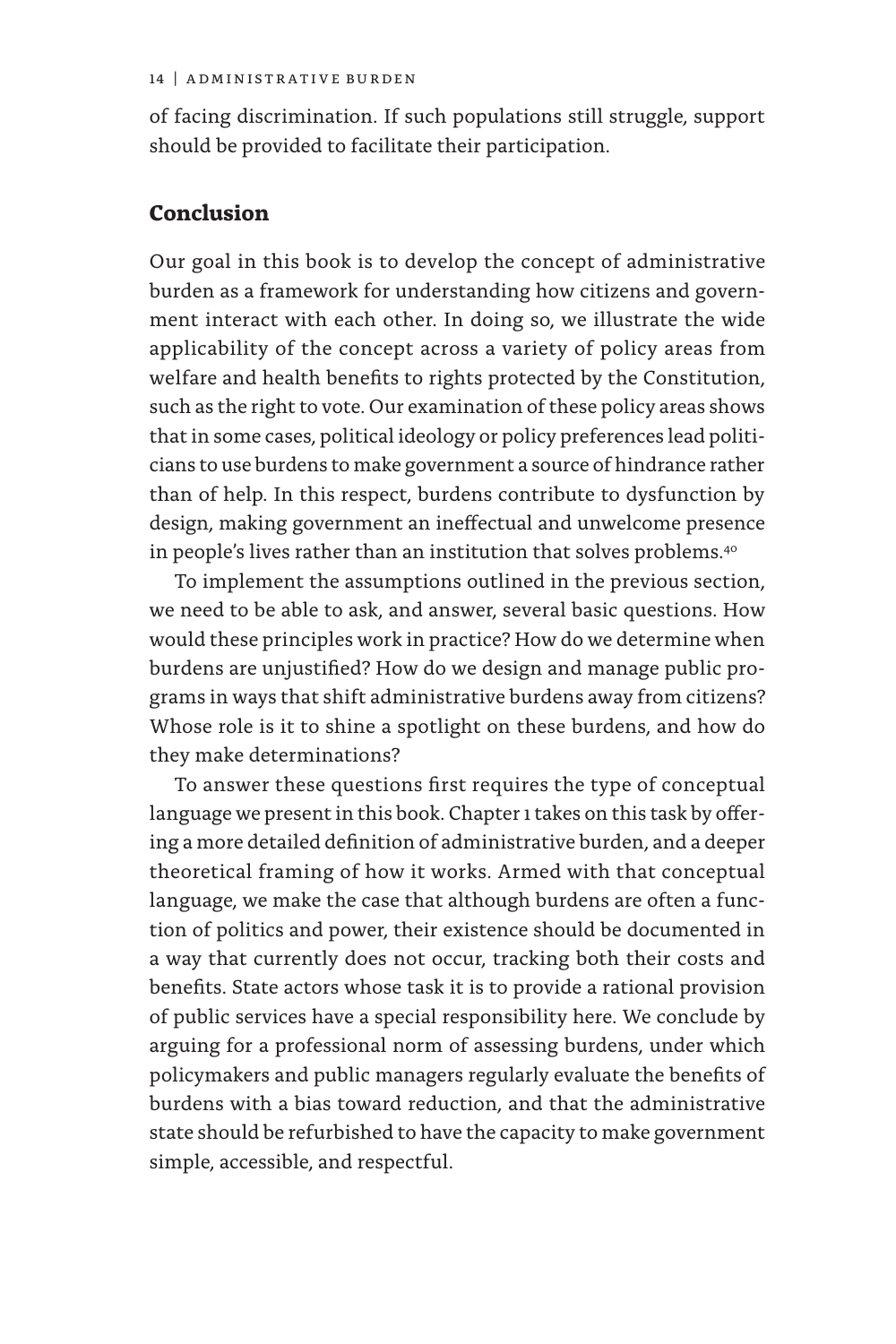of facing discrimination. If such populations still struggle, support should be provided to facilitate their participation.

## Conclusion

Our goal in this book is to develop the concept of administrative burden as a framework for understanding how citizens and government interact with each other. In doing so, we illustrate the wide applicability of the concept across a variety of policy areas from welfare and health benefits to rights protected by the Constitution, such as the right to vote. Our examination of these policy areas shows that in some cases, political ideology or policy preferences lead politicians to use burdens to make government a source of hindrance rather than of help. In this respect, burdens contribute to dysfunction by design, making government an ineffectual and unwelcome presence in people's lives rather than an institution that solves problems.[40]

To implement the assumptions outlined in the previous section, we need to be able to ask, and answer, several basic questions. How would these principles work in practice? How do we determine when burdens are unjustified? How do we design and manage public programs in ways that shift administrative burdens away from citizens? Whose role is it to shine a spotlight on these burdens, and how do they make determinations?

To answer these questions first requires the type of conceptual language we present in this book. Chapter 1 takes on this task by offering a more detailed definition of administrative burden, and a deeper theoretical framing of how it works. Armed with that conceptual language, we make the case that although burdens are often a function of politics and power, their existence should be documented in a way that currently does not occur, tracking both their costs and benefits. State actors whose task it is to provide a rational provision of public services have a special responsibility here. We conclude by arguing for a professional norm of assessing burdens, under which policymakers and public managers regularly evaluate the benefits of burdens with a bias toward reduction, and that the administrative state should be refurbished to have the capacity to make government simple, accessible, and respectful.